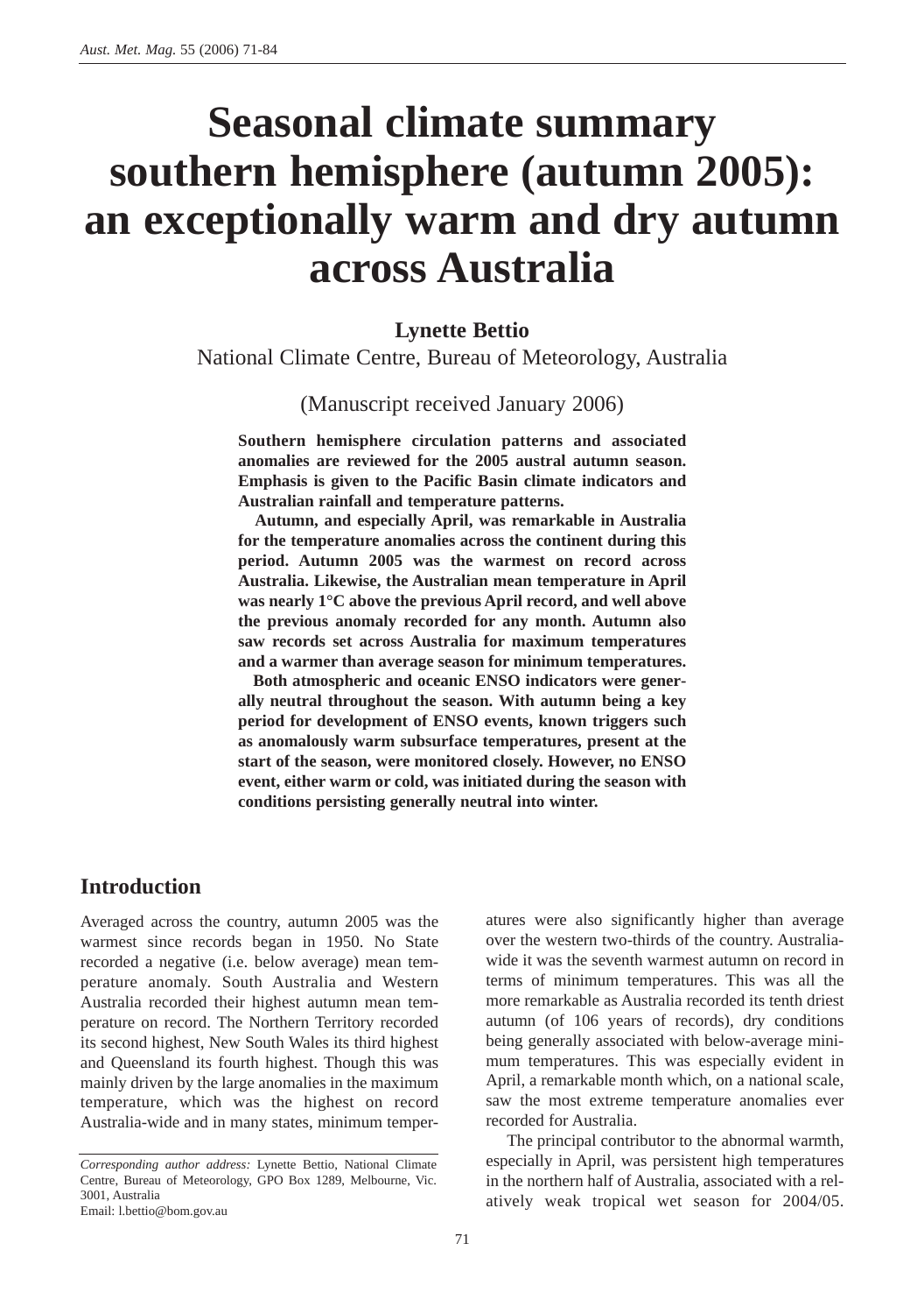# Seasonal climate summary southern hemisphere (autumn 2005): an exceptionally warm and dry autumn across Australia

**Lynette Bettio**

National Climate Centre, Bureau of Meteorology, Australia

(Manuscript received January 2006)

**Southern hemisphere circulation patterns and associated anomalies are reviewed for the 2005 austral autumn season. Emphasis is given to the Pacific Basin climate indicators and Australian rainfall and temperature patterns.**

**Autumn, and especially April, was remarkable in Australia for the temperature anomalies across the continent during this period. Autumn 2005 was the warmest on record across Australia. Likewise, the Australian mean temperature in April was nearly 1°C above the previous April record, and well above the previous anomaly recorded for any month. Autumn also saw records set across Australia for maximum temperatures and a warmer than average season for minimum temperatures.**

**Both atmospheric and oceanic ENSO indicators were generally neutral throughout the season. With autumn being a key period for development of ENSO events, known triggers such as anomalously warm subsurface temperatures, present at the start of the season, were monitored closely. However, no ENSO event, either warm or cold, was initiated during the season with conditions persisting generally neutral into winter.**

## Introduction

Averaged across the country, autumn 2005 was the warmest since records began in 1950. No State recorded a negative (i.e. below average) mean temperature anomaly. South Australia and Western Australia recorded their highest autumn mean temperature on record. The Northern Territory recorded its second highest, New South Wales its third highest and Queensland its fourth highest. Though this was mainly driven by the large anomalies in the maximum temperature, which was the highest on record Australia-wide and in many states, minimum temperatures were also significantly higher than average over the western two-thirds of the country. Australia-wide it was the seventh warmest autumn on record in terms of minimum temperatures. This was all the more remarkable as Australia recorded its tenth driest autumn (of 106 years of records), dry conditions being generally associated with below-average minimum temperatures. This was especially evident in April, a remarkable month which, on a national scale, saw the most extreme temperature anomalies ever recorded for Australia.

The principal contributor to the abnormal warmth, especially in April, was persistent high temperatures in the northern half of Australia, associated with a relatively weak tropical wet season for 2004/05.

*Corresponding author address:* Lynette Bettio, National Climate Centre, Bureau of Meteorology, GPO Box 1289, Melbourne, Vic. 3001, Australia
Email: l.bettio@bom.gov.au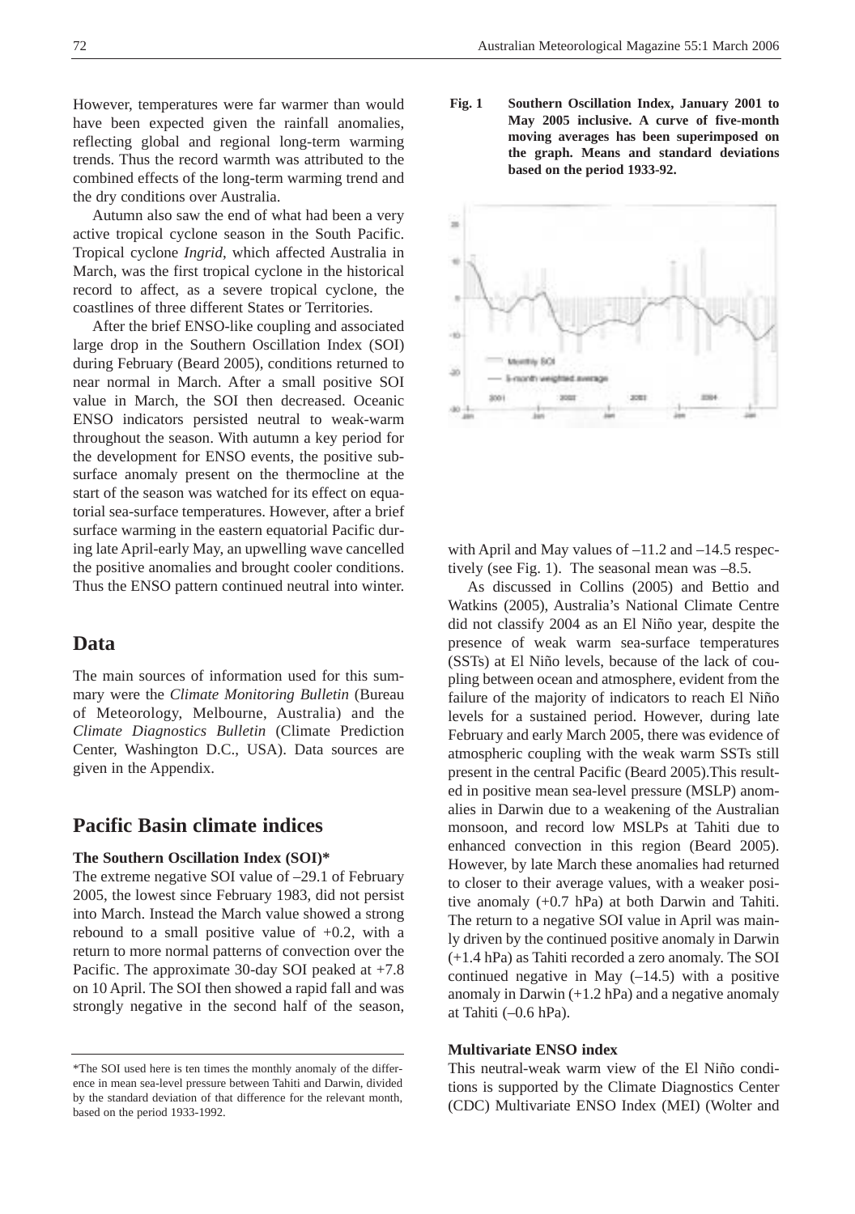However, temperatures were far warmer than would have been expected given the rainfall anomalies, reflecting global and regional long-term warming trends. Thus the record warmth was attributed to the combined effects of the long-term warming trend and the dry conditions over Australia.

Autumn also saw the end of what had been a very active tropical cyclone season in the South Pacific. Tropical cyclone *Ingrid*, which affected Australia in March, was the first tropical cyclone in the historical record to affect, as a severe tropical cyclone, the coastlines of three different States or Territories.

After the brief ENSO-like coupling and associated large drop in the Southern Oscillation Index (SOI) during February (Beard 2005), conditions returned to near normal in March. After a small positive SOI value in March, the SOI then decreased. Oceanic ENSO indicators persisted neutral to weak-warm throughout the season. With autumn a key period for the development for ENSO events, the positive subsurface anomaly present on the thermocline at the start of the season was watched for its effect on equatorial sea-surface temperatures. However, after a brief surface warming in the eastern equatorial Pacific during late April-early May, an upwelling wave cancelled the positive anomalies and brought cooler conditions. Thus the ENSO pattern continued neutral into winter.

## Data

The main sources of information used for this summary were the *Climate Monitoring Bulletin* (Bureau of Meteorology, Melbourne, Australia) and the *Climate Diagnostics Bulletin* (Climate Prediction Center, Washington D.C., USA). Data sources are given in the Appendix.

## Pacific Basin climate indices

### The Southern Oscillation Index (SOI)*

The extreme negative SOI value of –29.1 of February 2005, the lowest since February 1983, did not persist into March. Instead the March value showed a strong rebound to a small positive value of +0.2, with a return to more normal patterns of convection over the Pacific. The approximate 30-day SOI peaked at +7.8 on 10 April. The SOI then showed a rapid fall and was strongly negative in the second half of the season, with April and May values of –11.2 and –14.5 respectively (see Fig. 1). The seasonal mean was –8.5.

**Fig. 1 Southern Oscillation Index, January 2001 to May 2005 inclusive. A curve of five-month moving averages has been superimposed on the graph. Means and standard deviations based on the period 1933-92.**

As discussed in Collins (2005) and Bettio and Watkins (2005), Australia's National Climate Centre did not classify 2004 as an El Niño year, despite the presence of weak warm sea-surface temperatures (SSTs) at El Niño levels, because of the lack of coupling between ocean and atmosphere, evident from the failure of the majority of indicators to reach El Niño levels for a sustained period. However, during late February and early March 2005, there was evidence of atmospheric coupling with the weak warm SSTs still present in the central Pacific (Beard 2005).This resulted in positive mean sea-level pressure (MSLP) anomalies in Darwin due to a weakening of the Australian monsoon, and record low MSLPs at Tahiti due to enhanced convection in this region (Beard 2005). However, by late March these anomalies had returned to closer to their average values, with a weaker positive anomaly (+0.7 hPa) at both Darwin and Tahiti. The return to a negative SOI value in April was mainly driven by the continued positive anomaly in Darwin (+1.4 hPa) as Tahiti recorded a zero anomaly. The SOI continued negative in May (–14.5) with a positive anomaly in Darwin (+1.2 hPa) and a negative anomaly at Tahiti (–0.6 hPa).

### Multivariate ENSO index

This neutral-weak warm view of the El Niño conditions is supported by the Climate Diagnostics Center (CDC) Multivariate ENSO Index (MEI) (Wolter and

*The SOI used here is ten times the monthly anomaly of the difference in mean sea-level pressure between Tahiti and Darwin, divided by the standard deviation of that difference for the relevant month, based on the period 1933-1992.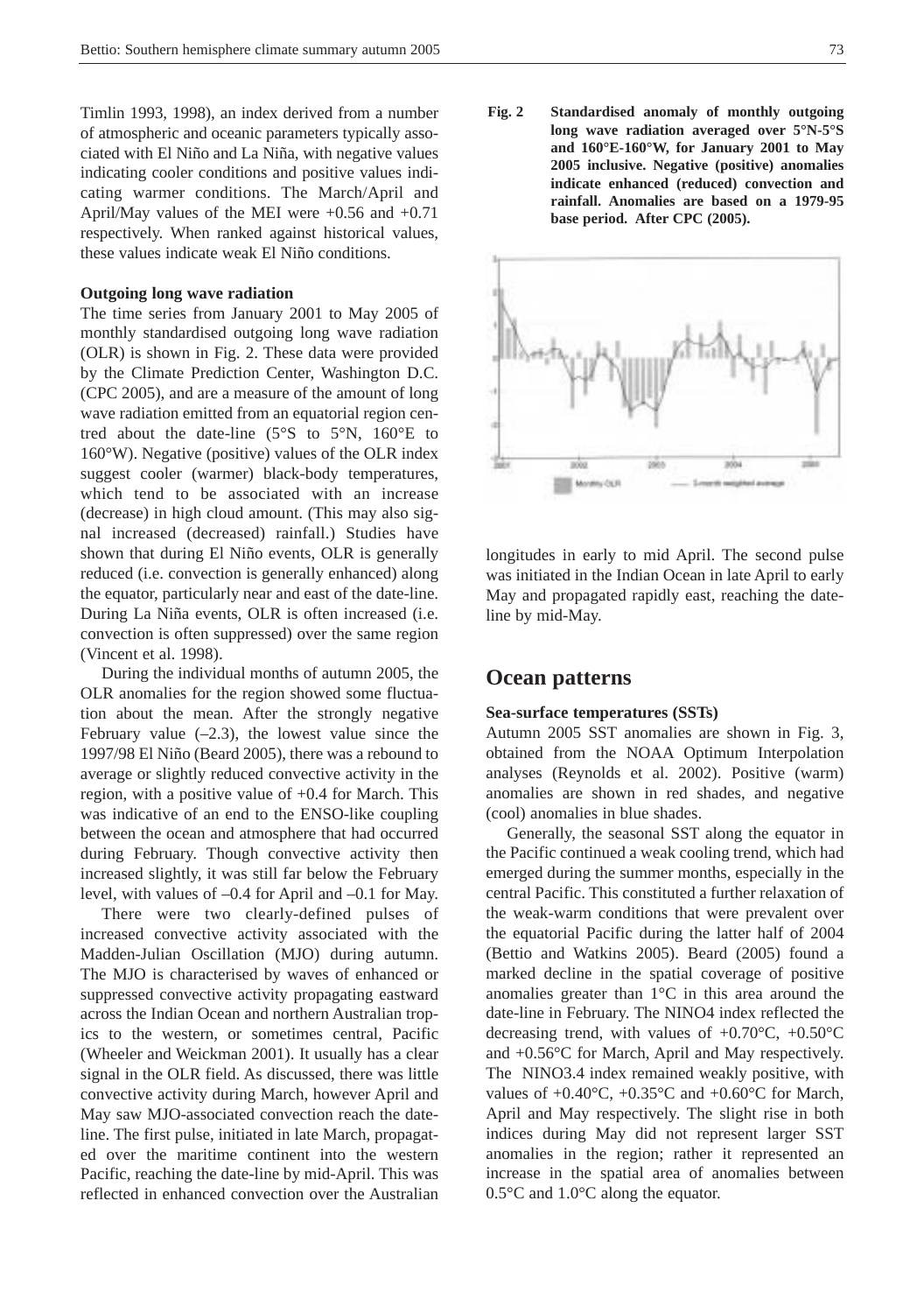Timlin 1993, 1998), an index derived from a number of atmospheric and oceanic parameters typically associated with El Niño and La Niña, with negative values indicating cooler conditions and positive values indicating warmer conditions. The March/April and April/May values of the MEI were +0.56 and +0.71 respectively. When ranked against historical values, these values indicate weak El Niño conditions.

**Outgoing long wave radiation**

The time series from January 2001 to May 2005 of monthly standardised outgoing long wave radiation (OLR) is shown in Fig. 2. These data were provided by the Climate Prediction Center, Washington D.C. (CPC 2005), and are a measure of the amount of long wave radiation emitted from an equatorial region centred about the date-line (5°S to 5°N, 160°E to 160°W). Negative (positive) values of the OLR index suggest cooler (warmer) black-body temperatures, which tend to be associated with an increase (decrease) in high cloud amount. (This may also signal increased (decreased) rainfall.) Studies have shown that during El Niño events, OLR is generally reduced (i.e. convection is generally enhanced) along the equator, particularly near and east of the date-line. During La Niña events, OLR is often increased (i.e. convection is often suppressed) over the same region (Vincent et al. 1998).

During the individual months of autumn 2005, the OLR anomalies for the region showed some fluctuation about the mean. After the strongly negative February value (–2.3), the lowest value since the 1997/98 El Niño (Beard 2005), there was a rebound to average or slightly reduced convective activity in the region, with a positive value of +0.4 for March. This was indicative of an end to the ENSO-like coupling between the ocean and atmosphere that had occurred during February. Though convective activity then increased slightly, it was still far below the February level, with values of –0.4 for April and –0.1 for May.

There were two clearly-defined pulses of increased convective activity associated with the Madden-Julian Oscillation (MJO) during autumn. The MJO is characterised by waves of enhanced or suppressed convective activity propagating eastward across the Indian Ocean and northern Australian tropics to the western, or sometimes central, Pacific (Wheeler and Weickman 2001). It usually has a clear signal in the OLR field. As discussed, there was little convective activity during March, however April and May saw MJO-associated convection reach the date-line. The first pulse, initiated in late March, propagated over the maritime continent into the western Pacific, reaching the date-line by mid-April. This was reflected in enhanced convection over the Australian longitudes in early to mid April. The second pulse was initiated in the Indian Ocean in late April to early May and propagated rapidly east, reaching the date-line by mid-May.

**Fig. 2** Standardised anomaly of monthly outgoing long wave radiation averaged over 5°N-5°S and 160°E-160°W, for January 2001 to May 2005 inclusive. Negative (positive) anomalies indicate enhanced (reduced) convection and rainfall. Anomalies are based on a 1979-95 base period. After CPC (2005).

## Ocean patterns

**Sea-surface temperatures (SSTs)**

Autumn 2005 SST anomalies are shown in Fig. 3, obtained from the NOAA Optimum Interpolation analyses (Reynolds et al. 2002). Positive (warm) anomalies are shown in red shades, and negative (cool) anomalies in blue shades.

Generally, the seasonal SST along the equator in the Pacific continued a weak cooling trend, which had emerged during the summer months, especially in the central Pacific. This constituted a further relaxation of the weak-warm conditions that were prevalent over the equatorial Pacific during the latter half of 2004 (Bettio and Watkins 2005). Beard (2005) found a marked decline in the spatial coverage of positive anomalies greater than 1°C in this area around the date-line in February. The NINO4 index reflected the decreasing trend, with values of +0.70°C, +0.50°C and +0.56°C for March, April and May respectively. The NINO3.4 index remained weakly positive, with values of +0.40°C, +0.35°C and +0.60°C for March, April and May respectively. The slight rise in both indices during May did not represent larger SST anomalies in the region; rather it represented an increase in the spatial area of anomalies between 0.5°C and 1.0°C along the equator.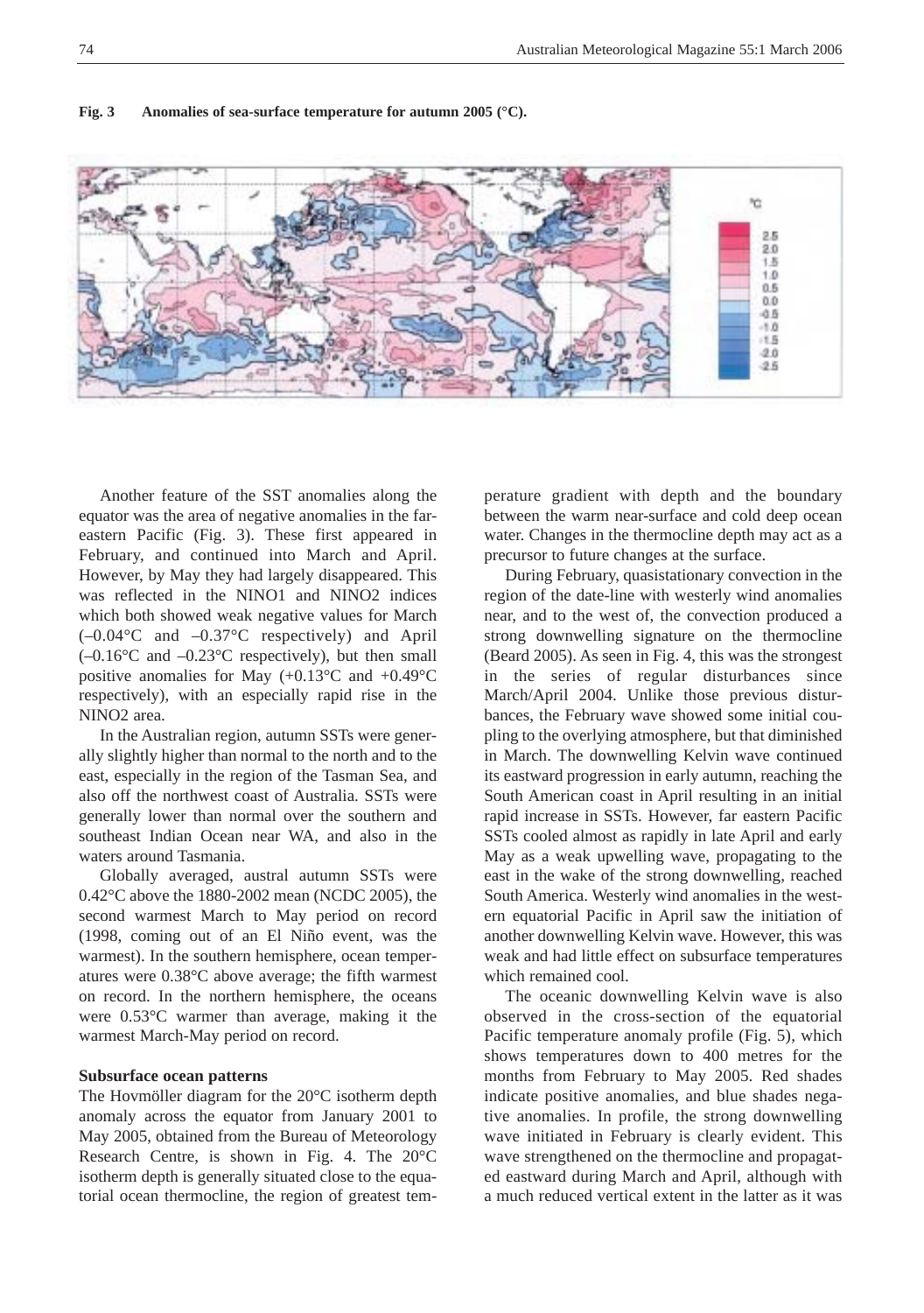**Fig. 3 Anomalies of sea-surface temperature for autumn 2005 (°C).**

Another feature of the SST anomalies along the equator was the area of negative anomalies in the far-eastern Pacific (Fig. 3). These first appeared in February, and continued into March and April. However, by May they had largely disappeared. This was reflected in the NINO1 and NINO2 indices which both showed weak negative values for March (–0.04°C and –0.37°C respectively) and April (–0.16°C and –0.23°C respectively), but then small positive anomalies for May (+0.13°C and +0.49°C respectively), with an especially rapid rise in the NINO2 area.

In the Australian region, autumn SSTs were generally slightly higher than normal to the north and to the east, especially in the region of the Tasman Sea, and also off the northwest coast of Australia. SSTs were generally lower than normal over the southern and southeast Indian Ocean near WA, and also in the waters around Tasmania.

Globally averaged, austral autumn SSTs were 0.42°C above the 1880-2002 mean (NCDC 2005), the second warmest March to May period on record (1998, coming out of an El Niño event, was the warmest). In the southern hemisphere, ocean temperatures were 0.38°C above average; the fifth warmest on record. In the northern hemisphere, the oceans were 0.53°C warmer than average, making it the warmest March-May period on record.

**Subsurface ocean patterns**

The Hovmöller diagram for the 20°C isotherm depth anomaly across the equator from January 2001 to May 2005, obtained from the Bureau of Meteorology Research Centre, is shown in Fig. 4. The 20°C isotherm depth is generally situated close to the equatorial ocean thermocline, the region of greatest temperature gradient with depth and the boundary between the warm near-surface and cold deep ocean water. Changes in the thermocline depth may act as a precursor to future changes at the surface.

During February, quasistationary convection in the region of the date-line with westerly wind anomalies near, and to the west of, the convection produced a strong downwelling signature on the thermocline (Beard 2005). As seen in Fig. 4, this was the strongest in the series of regular disturbances since March/April 2004. Unlike those previous disturbances, the February wave showed some initial coupling to the overlying atmosphere, but that diminished in March. The downwelling Kelvin wave continued its eastward progression in early autumn, reaching the South American coast in April resulting in an initial rapid increase in SSTs. However, far eastern Pacific SSTs cooled almost as rapidly in late April and early May as a weak upwelling wave, propagating to the east in the wake of the strong downwelling, reached South America. Westerly wind anomalies in the western equatorial Pacific in April saw the initiation of another downwelling Kelvin wave. However, this was weak and had little effect on subsurface temperatures which remained cool.

The oceanic downwelling Kelvin wave is also observed in the cross-section of the equatorial Pacific temperature anomaly profile (Fig. 5), which shows temperatures down to 400 metres for the months from February to May 2005. Red shades indicate positive anomalies, and blue shades negative anomalies. In profile, the strong downwelling wave initiated in February is clearly evident. This wave strengthened on the thermocline and propagated eastward during March and April, although with a much reduced vertical extent in the latter as it was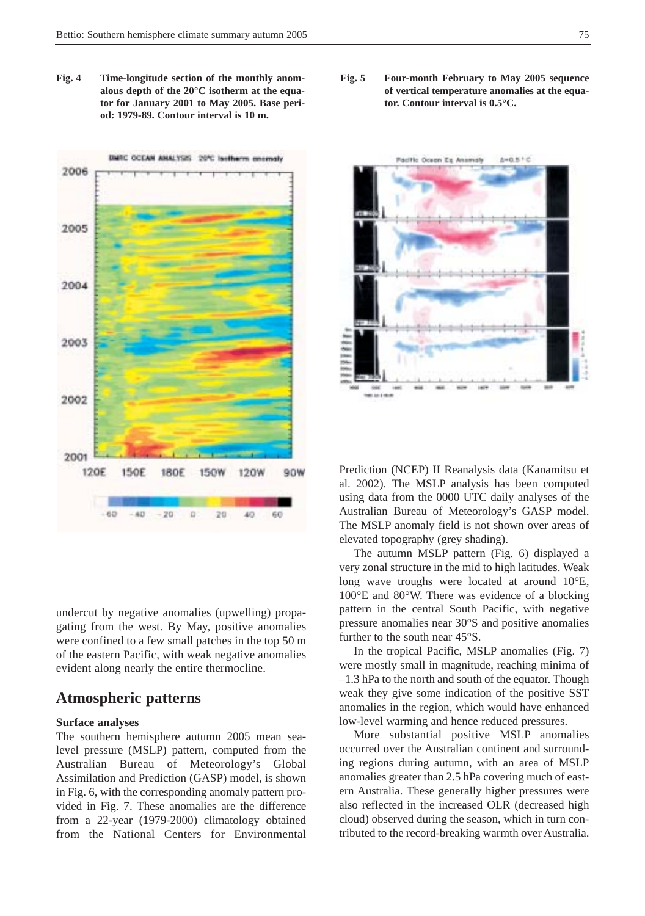**Fig. 4** **Time-longitude section of the monthly anomalous depth of the 20°C isotherm at the equator for January 2001 to May 2005. Base period: 1979-89. Contour interval is 10 m.**

**Fig. 5** **Four-month February to May 2005 sequence of vertical temperature anomalies at the equator. Contour interval is 0.5°C.**

undercut by negative anomalies (upwelling) propagating from the west. By May, positive anomalies were confined to a few small patches in the top 50 m of the eastern Pacific, with weak negative anomalies evident along nearly the entire thermocline.

## Atmospheric patterns

### Surface analyses

The southern hemisphere autumn 2005 mean sea-level pressure (MSLP) pattern, computed from the Australian Bureau of Meteorology's Global Assimilation and Prediction (GASP) model, is shown in Fig. 6, with the corresponding anomaly pattern provided in Fig. 7. These anomalies are the difference from a 22-year (1979-2000) climatology obtained from the National Centers for Environmental Prediction (NCEP) II Reanalysis data (Kanamitsu et al. 2002). The MSLP analysis has been computed using data from the 0000 UTC daily analyses of the Australian Bureau of Meteorology's GASP model. The MSLP anomaly field is not shown over areas of elevated topography (grey shading).

The autumn MSLP pattern (Fig. 6) displayed a very zonal structure in the mid to high latitudes. Weak long wave troughs were located at around 10°E, 100°E and 80°W. There was evidence of a blocking pattern in the central South Pacific, with negative pressure anomalies near 30°S and positive anomalies further to the south near 45°S.

In the tropical Pacific, MSLP anomalies (Fig. 7) were mostly small in magnitude, reaching minima of –1.3 hPa to the north and south of the equator. Though weak they give some indication of the positive SST anomalies in the region, which would have enhanced low-level warming and hence reduced pressures.

More substantial positive MSLP anomalies occurred over the Australian continent and surrounding regions during autumn, with an area of MSLP anomalies greater than 2.5 hPa covering much of eastern Australia. These generally higher pressures were also reflected in the increased OLR (decreased high cloud) observed during the season, which in turn contributed to the record-breaking warmth over Australia.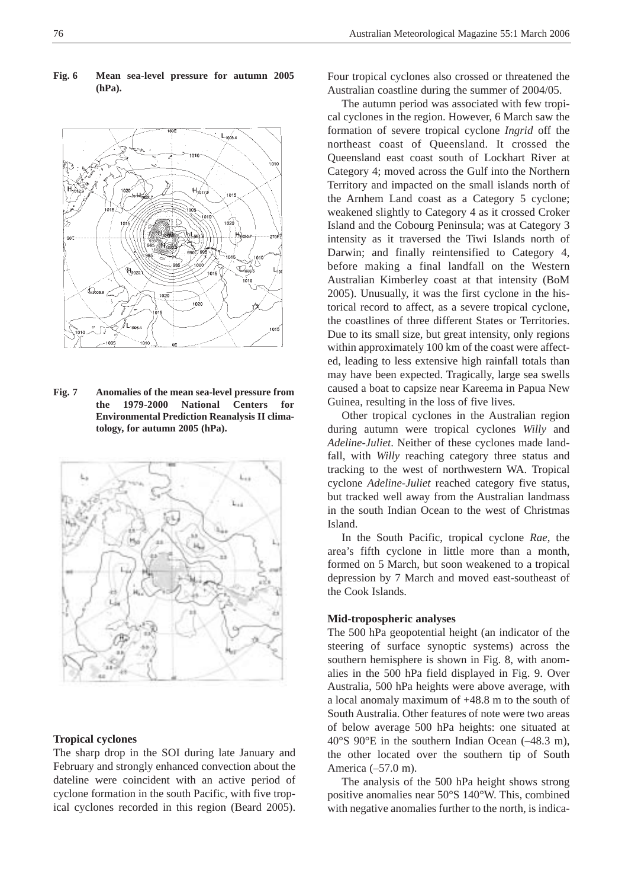**Fig. 6 Mean sea-level pressure for autumn 2005 (hPa).**

**Fig. 7 Anomalies of the mean sea-level pressure from the 1979-2000 National Centers for Environmental Prediction Reanalysis II climatology, for autumn 2005 (hPa).**

### Tropical cyclones

The sharp drop in the SOI during late January and February and strongly enhanced convection about the dateline were coincident with an active period of cyclone formation in the south Pacific, with five tropical cyclones recorded in this region (Beard 2005). Four tropical cyclones also crossed or threatened the Australian coastline during the summer of 2004/05.

The autumn period was associated with few tropical cyclones in the region. However, 6 March saw the formation of severe tropical cyclone *Ingrid* off the northeast coast of Queensland. It crossed the Queensland east coast south of Lockhart River at Category 4; moved across the Gulf into the Northern Territory and impacted on the small islands north of the Arnhem Land coast as a Category 5 cyclone; weakened slightly to Category 4 as it crossed Croker Island and the Cobourg Peninsula; was at Category 3 intensity as it traversed the Tiwi Islands north of Darwin; and finally reintensified to Category 4, before making a final landfall on the Western Australian Kimberley coast at that intensity (BoM 2005). Unusually, it was the first cyclone in the historical record to affect, as a severe tropical cyclone, the coastlines of three different States or Territories. Due to its small size, but great intensity, only regions within approximately 100 km of the coast were affected, leading to less extensive high rainfall totals than may have been expected. Tragically, large sea swells caused a boat to capsize near Kareema in Papua New Guinea, resulting in the loss of five lives.

Other tropical cyclones in the Australian region during autumn were tropical cyclones *Willy* and *Adeline-Juliet*. Neither of these cyclones made landfall, with *Willy* reaching category three status and tracking to the west of northwestern WA. Tropical cyclone *Adeline-Juliet* reached category five status, but tracked well away from the Australian landmass in the south Indian Ocean to the west of Christmas Island.

In the South Pacific, tropical cyclone *Rae*, the area's fifth cyclone in little more than a month, formed on 5 March, but soon weakened to a tropical depression by 7 March and moved east-southeast of the Cook Islands.

### Mid-tropospheric analyses

The 500 hPa geopotential height (an indicator of the steering of surface synoptic systems) across the southern hemisphere is shown in Fig. 8, with anomalies in the 500 hPa field displayed in Fig. 9. Over Australia, 500 hPa heights were above average, with a local anomaly maximum of +48.8 m to the south of South Australia. Other features of note were two areas of below average 500 hPa heights: one situated at 40°S 90°E in the southern Indian Ocean (–48.3 m), the other located over the southern tip of South America (–57.0 m).

The analysis of the 500 hPa height shows strong positive anomalies near 50°S 140°W. This, combined with negative anomalies further to the north, is indica-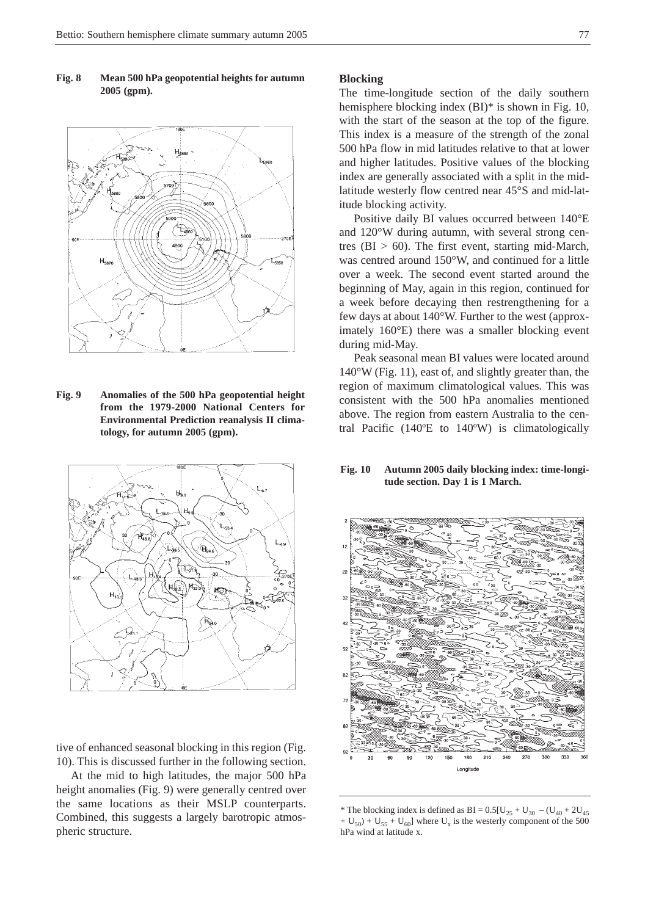**Fig. 8 Mean 500 hPa geopotential heights for autumn 2005 (gpm).**

**Fig. 9 Anomalies of the 500 hPa geopotential height from the 1979-2000 National Centers for Environmental Prediction reanalysis II climatology, for autumn 2005 (gpm).**

tive of enhanced seasonal blocking in this region (Fig. 10). This is discussed further in the following section.

At the mid to high latitudes, the major 500 hPa height anomalies (Fig. 9) were generally centred over the same locations as their MSLP counterparts. Combined, this suggests a largely barotropic atmospheric structure.

## Blocking

The time-longitude section of the daily southern hemisphere blocking index (BI)* is shown in Fig. 10, with the start of the season at the top of the figure. This index is a measure of the strength of the zonal 500 hPa flow in mid latitudes relative to that at lower and higher latitudes. Positive values of the blocking index are generally associated with a split in the mid-latitude westerly flow centred near 45°S and mid-latitude blocking activity.

Positive daily BI values occurred between 140°E and 120°W during autumn, with several strong centres (BI > 60). The first event, starting mid-March, was centred around 150°W, and continued for a little over a week. The second event started around the beginning of May, again in this region, continued for a week before decaying then restrengthening for a few days at about 140°W. Further to the west (approximately 160°E) there was a smaller blocking event during mid-May.

Peak seasonal mean BI values were located around 140°W (Fig. 11), east of, and slightly greater than, the region of maximum climatological values. This was consistent with the 500 hPa anomalies mentioned above. The region from eastern Australia to the central Pacific (140ºE to 140ºW) is climatologically

**Fig. 10 Autumn 2005 daily blocking index: time-longitude section. Day 1 is 1 March.**

* The blocking index is defined as $BI = 0.5[U_{25} + U_{30} - (U_{40} + 2U_{45} + U_{50}) + U_{55} + U_{60}]$ where $U_x$ is the westerly component of the 500 hPa wind at latitude x.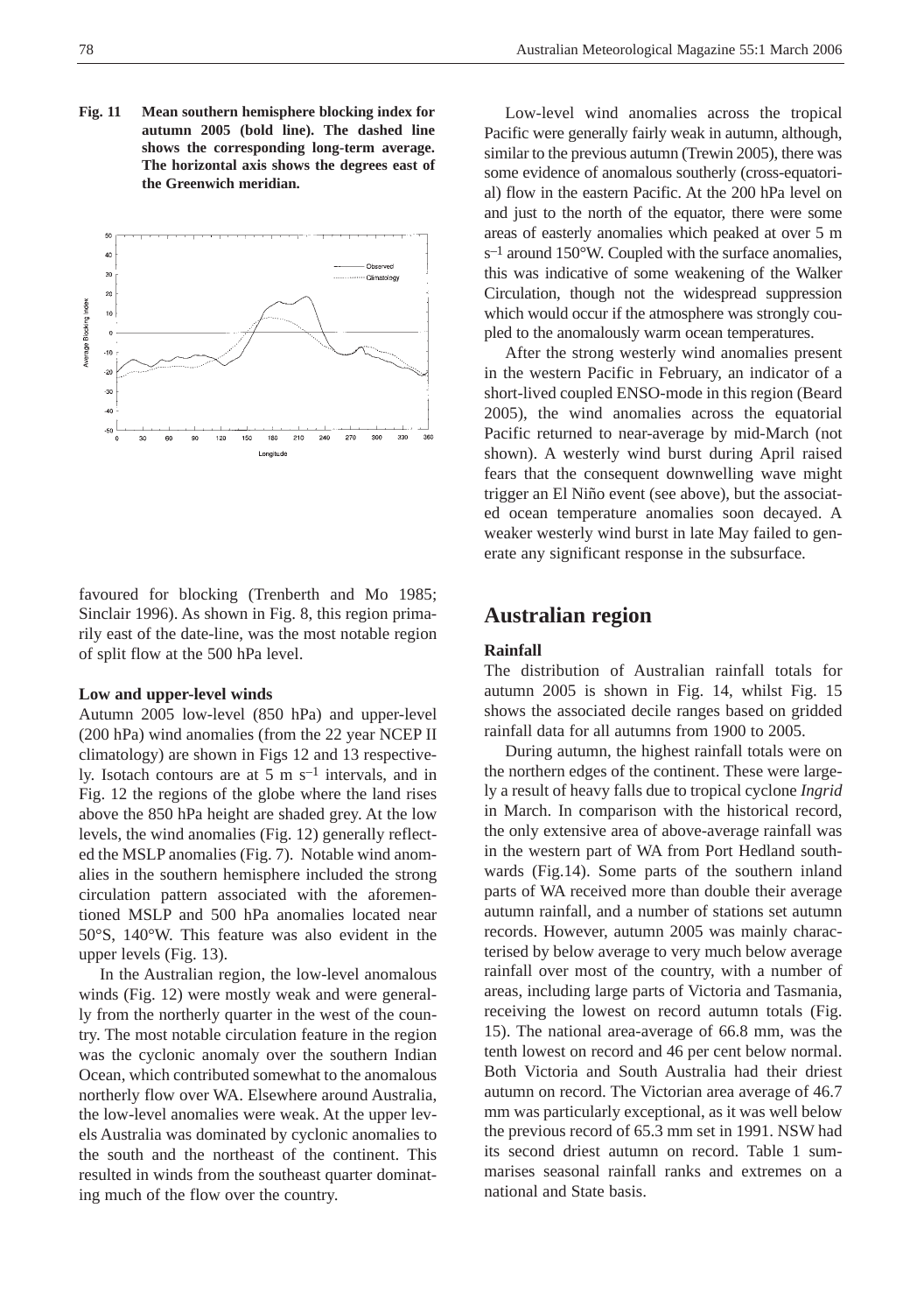**Fig. 11 Mean southern hemisphere blocking index for autumn 2005 (bold line). The dashed line shows the corresponding long-term average. The horizontal axis shows the degrees east of the Greenwich meridian.**

favoured for blocking (Trenberth and Mo 1985; Sinclair 1996). As shown in Fig. 8, this region primarily east of the date-line, was the most notable region of split flow at the 500 hPa level.

**Low and upper-level winds**

Autumn 2005 low-level (850 hPa) and upper-level (200 hPa) wind anomalies (from the 22 year NCEP II climatology) are shown in Figs 12 and 13 respectively. Isotach contours are at 5 m s$^{-1}$ intervals, and in Fig. 12 the regions of the globe where the land rises above the 850 hPa height are shaded grey. At the low levels, the wind anomalies (Fig. 12) generally reflected the MSLP anomalies (Fig. 7). Notable wind anomalies in the southern hemisphere included the strong circulation pattern associated with the aforementioned MSLP and 500 hPa anomalies located near 50°S, 140°W. This feature was also evident in the upper levels (Fig. 13).

In the Australian region, the low-level anomalous winds (Fig. 12) were mostly weak and were generally from the northerly quarter in the west of the country. The most notable circulation feature in the region was the cyclonic anomaly over the southern Indian Ocean, which contributed somewhat to the anomalous northerly flow over WA. Elsewhere around Australia, the low-level anomalies were weak. At the upper levels Australia was dominated by cyclonic anomalies to the south and the northeast of the continent. This resulted in winds from the southeast quarter dominating much of the flow over the country.

Low-level wind anomalies across the tropical Pacific were generally fairly weak in autumn, although, similar to the previous autumn (Trewin 2005), there was some evidence of anomalous southerly (cross-equatorial) flow in the eastern Pacific. At the 200 hPa level on and just to the north of the equator, there were some areas of easterly anomalies which peaked at over 5 m s$^{-1}$ around 150°W. Coupled with the surface anomalies, this was indicative of some weakening of the Walker Circulation, though not the widespread suppression which would occur if the atmosphere was strongly coupled to the anomalously warm ocean temperatures.

After the strong westerly wind anomalies present in the western Pacific in February, an indicator of a short-lived coupled ENSO-mode in this region (Beard 2005), the wind anomalies across the equatorial Pacific returned to near-average by mid-March (not shown). A westerly wind burst during April raised fears that the consequent downwelling wave might trigger an El Niño event (see above), but the associated ocean temperature anomalies soon decayed. A weaker westerly wind burst in late May failed to generate any significant response in the subsurface.

## Australian region

**Rainfall**

The distribution of Australian rainfall totals for autumn 2005 is shown in Fig. 14, whilst Fig. 15 shows the associated decile ranges based on gridded rainfall data for all autumns from 1900 to 2005.

During autumn, the highest rainfall totals were on the northern edges of the continent. These were largely a result of heavy falls due to tropical cyclone *Ingrid* in March. In comparison with the historical record, the only extensive area of above-average rainfall was in the western part of WA from Port Hedland southwards (Fig.14). Some parts of the southern inland parts of WA received more than double their average autumn rainfall, and a number of stations set autumn records. However, autumn 2005 was mainly characterised by below average to very much below average rainfall over most of the country, with a number of areas, including large parts of Victoria and Tasmania, receiving the lowest on record autumn totals (Fig. 15). The national area-average of 66.8 mm, was the tenth lowest on record and 46 per cent below normal. Both Victoria and South Australia had their driest autumn on record. The Victorian area average of 46.7 mm was particularly exceptional, as it was well below the previous record of 65.3 mm set in 1991. NSW had its second driest autumn on record. Table 1 summarises seasonal rainfall ranks and extremes on a national and State basis.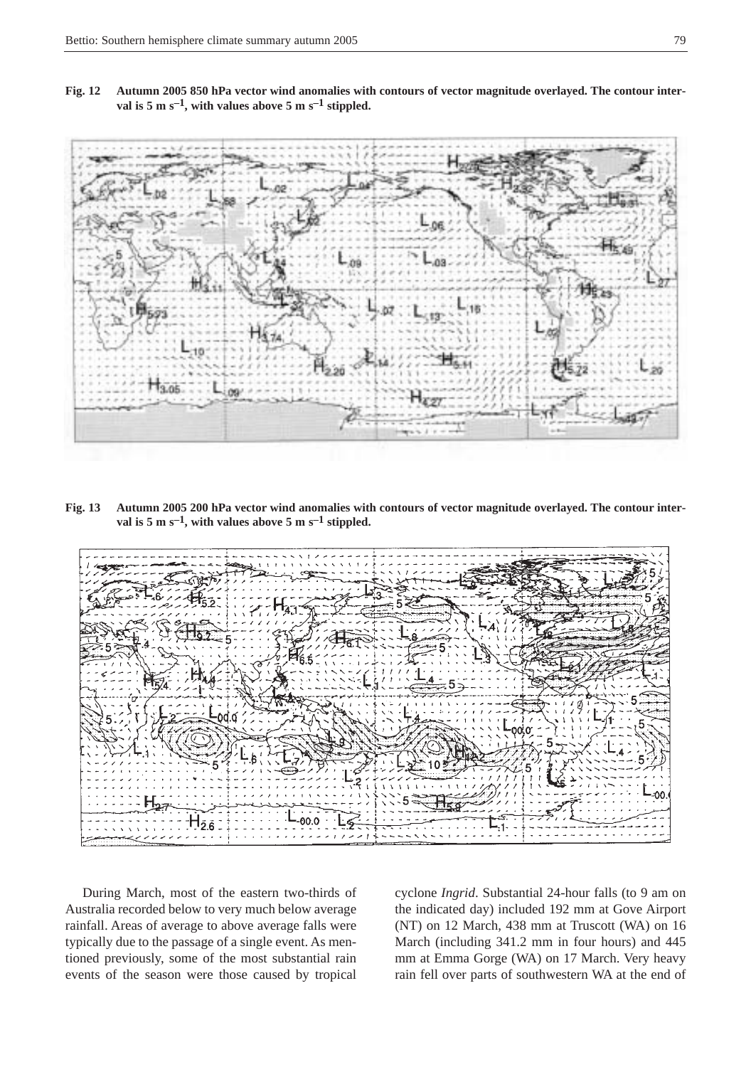**Fig. 12 Autumn 2005 850 hPa vector wind anomalies with contours of vector magnitude overlayed. The contour interval is 5 m s$^{-1}$, with values above 5 m s$^{-1}$ stippled.**

**Fig. 13 Autumn 2005 200 hPa vector wind anomalies with contours of vector magnitude overlayed. The contour interval is 5 m s$^{-1}$, with values above 5 m s$^{-1}$ stippled.**

During March, most of the eastern two-thirds of Australia recorded below to very much below average rainfall. Areas of average to above average falls were typically due to the passage of a single event. As mentioned previously, some of the most substantial rain events of the season were those caused by tropical cyclone *Ingrid*. Substantial 24-hour falls (to 9 am on the indicated day) included 192 mm at Gove Airport (NT) on 12 March, 438 mm at Truscott (WA) on 16 March (including 341.2 mm in four hours) and 445 mm at Emma Gorge (WA) on 17 March. Very heavy rain fell over parts of southwestern WA at the end of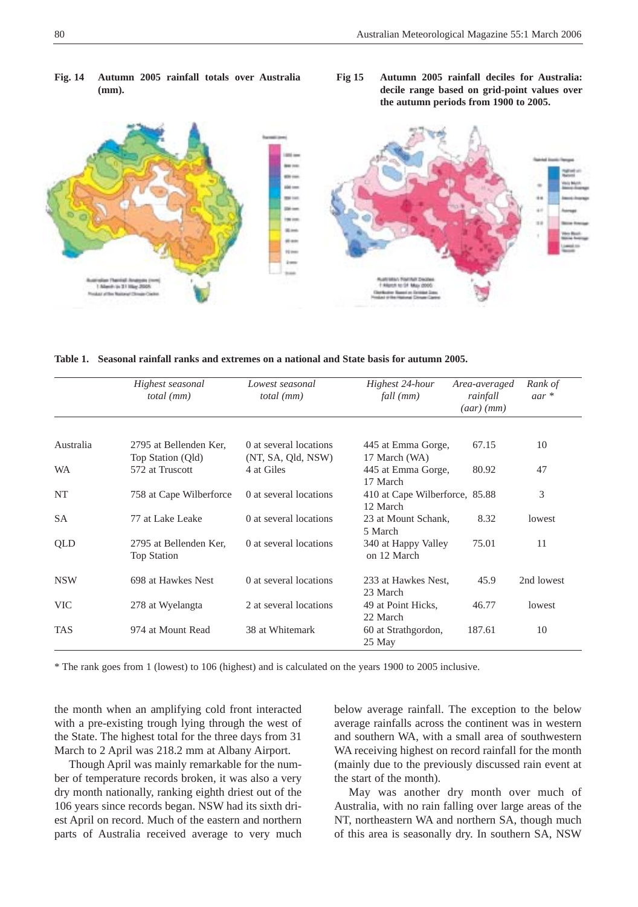**Fig. 14** **Autumn 2005 rainfall totals over Australia (mm).**

**Fig 15** **Autumn 2005 rainfall deciles for Australia: decile range based on grid-point values over the autumn periods from 1900 to 2005.**

**Table 1.** **Seasonal rainfall ranks and extremes on a national and State basis for autumn 2005.**

| | *Highest seasonal total (mm)* | *Lowest seasonal total (mm)* | *Highest 24-hour fall (mm)* | *Area-averaged rainfall (aar) (mm)* | *Rank of aar \** |
|---|---|---|---|---|---|
| Australia | 2795 at Bellenden Ker, Top Station (Qld) | 0 at several locations (NT, SA, Qld, NSW) | 445 at Emma Gorge, 17 March (WA) | 67.15 | 10 |
| WA | 572 at Truscott | 4 at Giles | 445 at Emma Gorge, 17 March | 80.92 | 47 |
| NT | 758 at Cape Wilberforce | 0 at several locations | 410 at Cape Wilberforce, 12 March | 85.88 | 3 |
| SA | 77 at Lake Leake | 0 at several locations | 23 at Mount Schank, 5 March | 8.32 | lowest |
| QLD | 2795 at Bellenden Ker, Top Station | 0 at several locations | 340 at Happy Valley on 12 March | 75.01 | 11 |
| NSW | 698 at Hawkes Nest | 0 at several locations | 233 at Hawkes Nest, 23 March | 45.9 | 2nd lowest |
| VIC | 278 at Wyelangta | 2 at several locations | 49 at Point Hicks, 22 March | 46.77 | lowest |
| TAS | 974 at Mount Read | 38 at Whitemark | 60 at Strathgordon, 25 May | 187.61 | 10 |

\* The rank goes from 1 (lowest) to 106 (highest) and is calculated on the years 1900 to 2005 inclusive.

the month when an amplifying cold front interacted with a pre-existing trough lying through the west of the State. The highest total for the three days from 31 March to 2 April was 218.2 mm at Albany Airport.

Though April was mainly remarkable for the number of temperature records broken, it was also a very dry month nationally, ranking eighth driest out of the 106 years since records began. NSW had its sixth driest April on record. Much of the eastern and northern parts of Australia received average to very much below average rainfall. The exception to the below average rainfalls across the continent was in western and southern WA, with a small area of southwestern WA receiving highest on record rainfall for the month (mainly due to the previously discussed rain event at the start of the month).

May was another dry month over much of Australia, with no rain falling over large areas of the NT, northeastern WA and northern SA, though much of this area is seasonally dry. In southern SA, NSW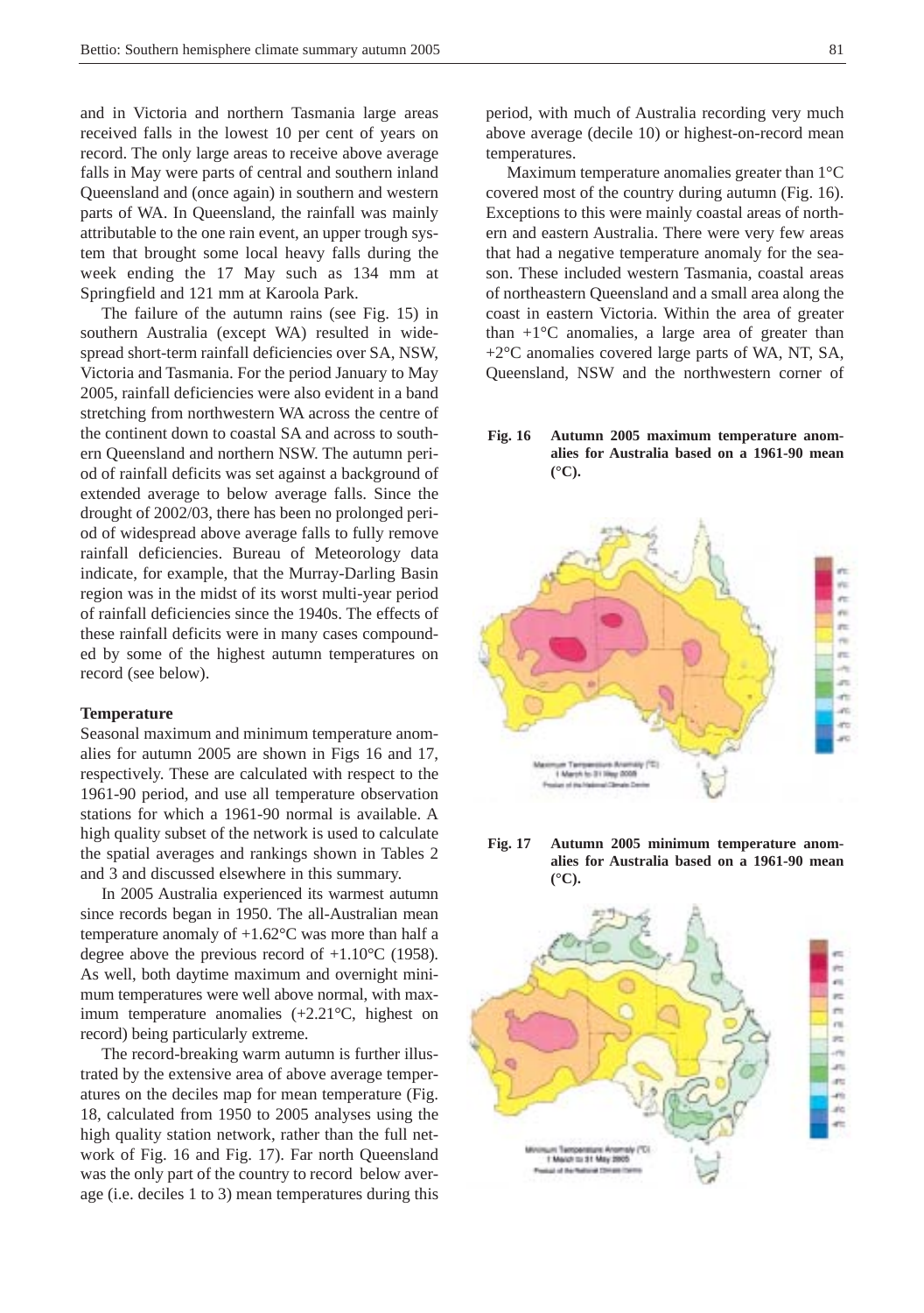and in Victoria and northern Tasmania large areas received falls in the lowest 10 per cent of years on record. The only large areas to receive above average falls in May were parts of central and southern inland Queensland and (once again) in southern and western parts of WA. In Queensland, the rainfall was mainly attributable to the one rain event, an upper trough system that brought some local heavy falls during the week ending the 17 May such as 134 mm at Springfield and 121 mm at Karoola Park.

The failure of the autumn rains (see Fig. 15) in southern Australia (except WA) resulted in widespread short-term rainfall deficiencies over SA, NSW, Victoria and Tasmania. For the period January to May 2005, rainfall deficiencies were also evident in a band stretching from northwestern WA across the centre of the continent down to coastal SA and across to southern Queensland and northern NSW. The autumn period of rainfall deficits was set against a background of extended average to below average falls. Since the drought of 2002/03, there has been no prolonged period of widespread above average falls to fully remove rainfall deficiencies. Bureau of Meteorology data indicate, for example, that the Murray-Darling Basin region was in the midst of its worst multi-year period of rainfall deficiencies since the 1940s. The effects of these rainfall deficits were in many cases compounded by some of the highest autumn temperatures on record (see below).

**Temperature**

Seasonal maximum and minimum temperature anomalies for autumn 2005 are shown in Figs 16 and 17, respectively. These are calculated with respect to the 1961-90 period, and use all temperature observation stations for which a 1961-90 normal is available. A high quality subset of the network is used to calculate the spatial averages and rankings shown in Tables 2 and 3 and discussed elsewhere in this summary.

In 2005 Australia experienced its warmest autumn since records began in 1950. The all-Australian mean temperature anomaly of +1.62°C was more than half a degree above the previous record of +1.10°C (1958). As well, both daytime maximum and overnight minimum temperatures were well above normal, with maximum temperature anomalies (+2.21°C, highest on record) being particularly extreme.

The record-breaking warm autumn is further illustrated by the extensive area of above average temperatures on the deciles map for mean temperature (Fig. 18, calculated from 1950 to 2005 analyses using the high quality station network, rather than the full network of Fig. 16 and Fig. 17). Far north Queensland was the only part of the country to record below average (i.e. deciles 1 to 3) mean temperatures during this period, with much of Australia recording very much above average (decile 10) or highest-on-record mean temperatures.

Maximum temperature anomalies greater than 1°C covered most of the country during autumn (Fig. 16). Exceptions to this were mainly coastal areas of northern and eastern Australia. There were very few areas that had a negative temperature anomaly for the season. These included western Tasmania, coastal areas of northeastern Queensland and a small area along the coast in eastern Victoria. Within the area of greater than +1°C anomalies, a large area of greater than +2°C anomalies covered large parts of WA, NT, SA, Queensland, NSW and the northwestern corner of

**Fig. 16 Autumn 2005 maximum temperature anomalies for Australia based on a 1961-90 mean (°C).**

**Fig. 17 Autumn 2005 minimum temperature anomalies for Australia based on a 1961-90 mean (°C).**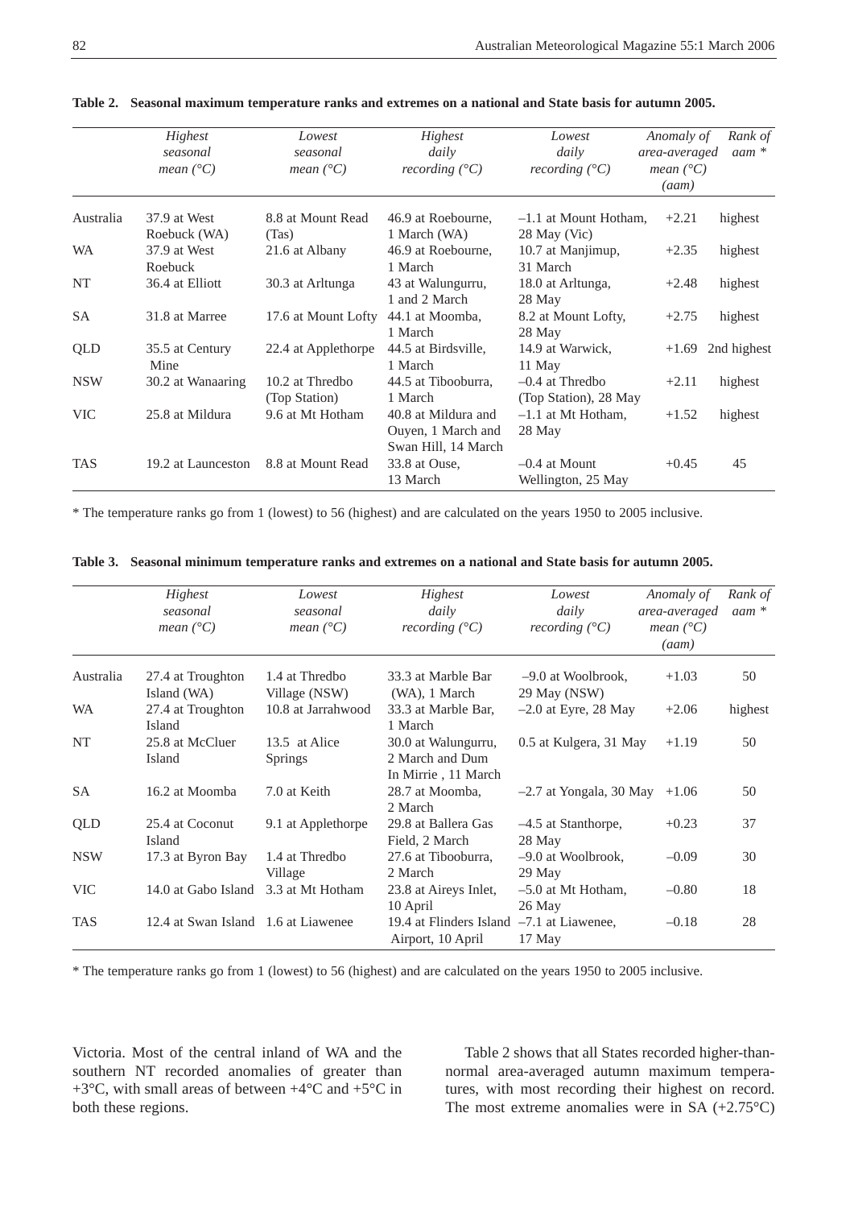**Table 2. Seasonal maximum temperature ranks and extremes on a national and State basis for autumn 2005.**

| | *Highest seasonal mean (°C)* | *Lowest seasonal mean (°C)* | *Highest daily recording (°C)* | *Lowest daily recording (°C)* | *Anomaly of area-averaged mean (°C) (aam)* | *Rank of aam \** |
|---|---|---|---|---|---|---|
| Australia | 37.9 at West Roebuck (WA) | 8.8 at Mount Read (Tas) | 46.9 at Roebourne, 1 March (WA) | –1.1 at Mount Hotham, 28 May (Vic) | +2.21 | highest |
| WA | 37.9 at West Roebuck | 21.6 at Albany | 46.9 at Roebourne, 1 March | 10.7 at Manjimup, 31 March | +2.35 | highest |
| NT | 36.4 at Elliott | 30.3 at Arltunga | 43 at Walungurru, 1 and 2 March | 18.0 at Arltunga, 28 May | +2.48 | highest |
| SA | 31.8 at Marree | 17.6 at Mount Lofty | 44.1 at Moomba, 1 March | 8.2 at Mount Lofty, 28 May | +2.75 | highest |
| QLD | 35.5 at Century Mine | 22.4 at Applethorpe | 44.5 at Birdsville, 1 March | 14.9 at Warwick, 11 May | +1.69 | 2nd highest |
| NSW | 30.2 at Wanaaring | 10.2 at Thredbo (Top Station) | 44.5 at Tibooburra, 1 March | –0.4 at Thredbo (Top Station), 28 May | +2.11 | highest |
| VIC | 25.8 at Mildura | 9.6 at Mt Hotham | 40.8 at Mildura and Ouyen, 1 March and Swan Hill, 14 March | –1.1 at Mt Hotham, 28 May | +1.52 | highest |
| TAS | 19.2 at Launceston | 8.8 at Mount Read | 33.8 at Ouse, 13 March | –0.4 at Mount Wellington, 25 May | +0.45 | 45 |

\* The temperature ranks go from 1 (lowest) to 56 (highest) and are calculated on the years 1950 to 2005 inclusive.

**Table 3. Seasonal minimum temperature ranks and extremes on a national and State basis for autumn 2005.**

| | *Highest seasonal mean (°C)* | *Lowest seasonal mean (°C)* | *Highest daily recording (°C)* | *Lowest daily recording (°C)* | *Anomaly of area-averaged mean (°C) (aam)* | *Rank of aam \** |
|---|---|---|---|---|---|---|
| Australia | 27.4 at Troughton Island (WA) | 1.4 at Thredbo Village (NSW) | 33.3 at Marble Bar (WA), 1 March | –9.0 at Woolbrook, 29 May (NSW) | +1.03 | 50 |
| WA | 27.4 at Troughton Island | 10.8 at Jarrahwood | 33.3 at Marble Bar, 1 March | –2.0 at Eyre, 28 May | +2.06 | highest |
| NT | 25.8 at McCluer Island | 13.5 at Alice Springs | 30.0 at Walungurru, 2 March and Dum In Mirrie , 11 March | 0.5 at Kulgera, 31 May | +1.19 | 50 |
| SA | 16.2 at Moomba | 7.0 at Keith | 28.7 at Moomba, 2 March | –2.7 at Yongala, 30 May | +1.06 | 50 |
| QLD | 25.4 at Coconut Island | 9.1 at Applethorpe | 29.8 at Ballera Gas Field, 2 March | –4.5 at Stanthorpe, 28 May | +0.23 | 37 |
| NSW | 17.3 at Byron Bay | 1.4 at Thredbo Village | 27.6 at Tibooburra, 2 March | –9.0 at Woolbrook, 29 May | –0.09 | 30 |
| VIC | 14.0 at Gabo Island | 3.3 at Mt Hotham | 23.8 at Aireys Inlet, 10 April | –5.0 at Mt Hotham, 26 May | –0.80 | 18 |
| TAS | 12.4 at Swan Island | 1.6 at Liawenee | 19.4 at Flinders Island Airport, 10 April | –7.1 at Liawenee, 17 May | –0.18 | 28 |

\* The temperature ranks go from 1 (lowest) to 56 (highest) and are calculated on the years 1950 to 2005 inclusive.

Victoria. Most of the central inland of WA and the southern NT recorded anomalies of greater than +3°C, with small areas of between +4°C and +5°C in both these regions.

Table 2 shows that all States recorded higher-than-normal area-averaged autumn maximum temperatures, with most recording their highest on record. The most extreme anomalies were in SA (+2.75°C)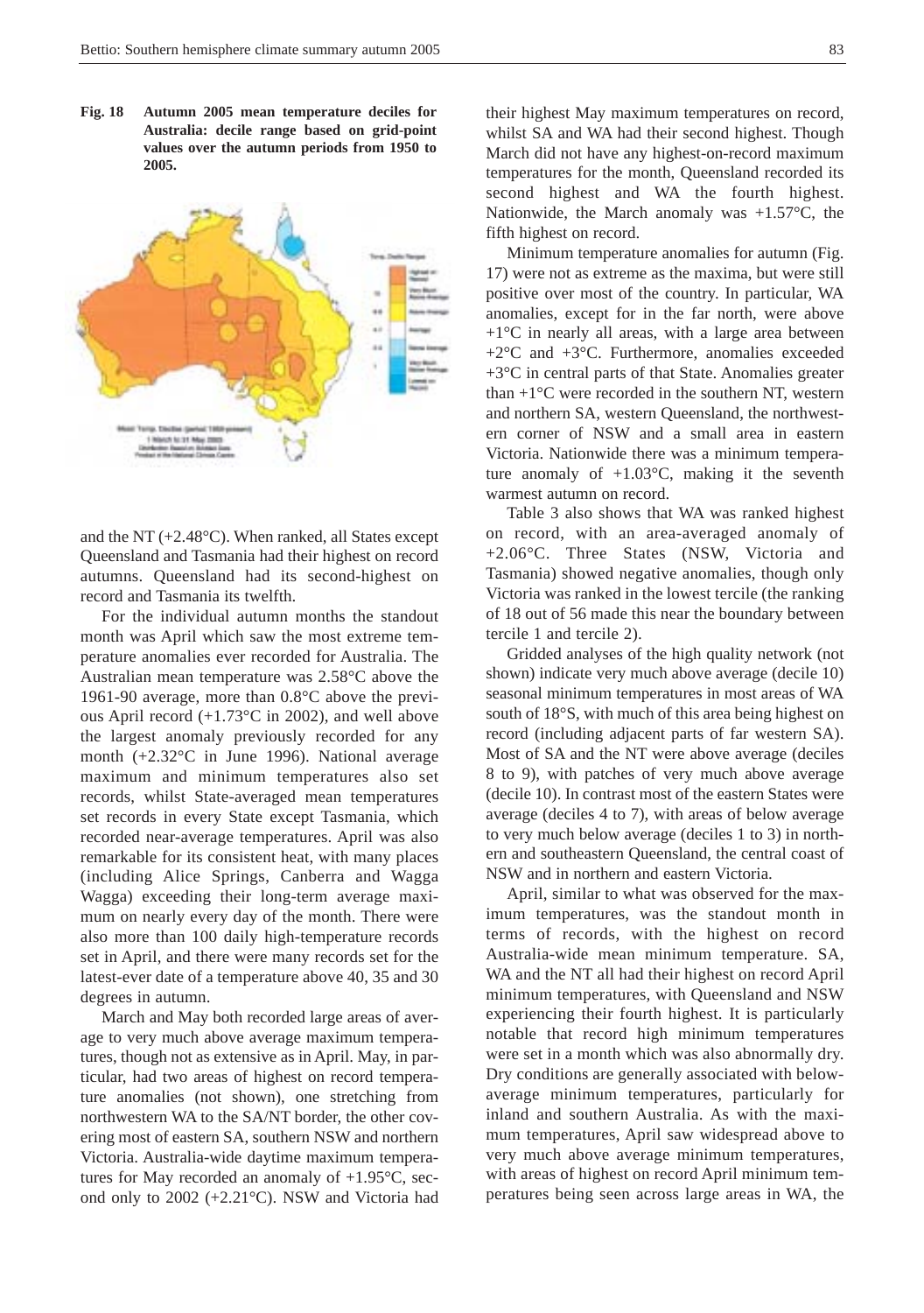**Fig. 18 Autumn 2005 mean temperature deciles for Australia: decile range based on grid-point values over the autumn periods from 1950 to 2005.**

and the NT (+2.48°C). When ranked, all States except Queensland and Tasmania had their highest on record autumns. Queensland had its second-highest on record and Tasmania its twelfth.

For the individual autumn months the standout month was April which saw the most extreme temperature anomalies ever recorded for Australia. The Australian mean temperature was 2.58°C above the 1961-90 average, more than 0.8°C above the previous April record (+1.73°C in 2002), and well above the largest anomaly previously recorded for any month (+2.32°C in June 1996). National average maximum and minimum temperatures also set records, whilst State-averaged mean temperatures set records in every State except Tasmania, which recorded near-average temperatures. April was also remarkable for its consistent heat, with many places (including Alice Springs, Canberra and Wagga Wagga) exceeding their long-term average maximum on nearly every day of the month. There were also more than 100 daily high-temperature records set in April, and there were many records set for the latest-ever date of a temperature above 40, 35 and 30 degrees in autumn.

March and May both recorded large areas of average to very much above average maximum temperatures, though not as extensive as in April. May, in particular, had two areas of highest on record temperature anomalies (not shown), one stretching from northwestern WA to the SA/NT border, the other covering most of eastern SA, southern NSW and northern Victoria. Australia-wide daytime maximum temperatures for May recorded an anomaly of +1.95°C, second only to 2002 (+2.21°C). NSW and Victoria had their highest May maximum temperatures on record, whilst SA and WA had their second highest. Though March did not have any highest-on-record maximum temperatures for the month, Queensland recorded its second highest and WA the fourth highest. Nationwide, the March anomaly was +1.57°C, the fifth highest on record.

Minimum temperature anomalies for autumn (Fig. 17) were not as extreme as the maxima, but were still positive over most of the country. In particular, WA anomalies, except for in the far north, were above +1°C in nearly all areas, with a large area between +2°C and +3°C. Furthermore, anomalies exceeded +3°C in central parts of that State. Anomalies greater than +1°C were recorded in the southern NT, western and northern SA, western Queensland, the northwestern corner of NSW and a small area in eastern Victoria. Nationwide there was a minimum temperature anomaly of +1.03°C, making it the seventh warmest autumn on record.

Table 3 also shows that WA was ranked highest on record, with an area-averaged anomaly of +2.06°C. Three States (NSW, Victoria and Tasmania) showed negative anomalies, though only Victoria was ranked in the lowest tercile (the ranking of 18 out of 56 made this near the boundary between tercile 1 and tercile 2).

Gridded analyses of the high quality network (not shown) indicate very much above average (decile 10) seasonal minimum temperatures in most areas of WA south of 18°S, with much of this area being highest on record (including adjacent parts of far western SA). Most of SA and the NT were above average (deciles 8 to 9), with patches of very much above average (decile 10). In contrast most of the eastern States were average (deciles 4 to 7), with areas of below average to very much below average (deciles 1 to 3) in northern and southeastern Queensland, the central coast of NSW and in northern and eastern Victoria.

April, similar to what was observed for the maximum temperatures, was the standout month in terms of records, with the highest on record Australia-wide mean minimum temperature. SA, WA and the NT all had their highest on record April minimum temperatures, with Queensland and NSW experiencing their fourth highest. It is particularly notable that record high minimum temperatures were set in a month which was also abnormally dry. Dry conditions are generally associated with below-average minimum temperatures, particularly for inland and southern Australia. As with the maximum temperatures, April saw widespread above to very much above average minimum temperatures, with areas of highest on record April minimum temperatures being seen across large areas in WA, the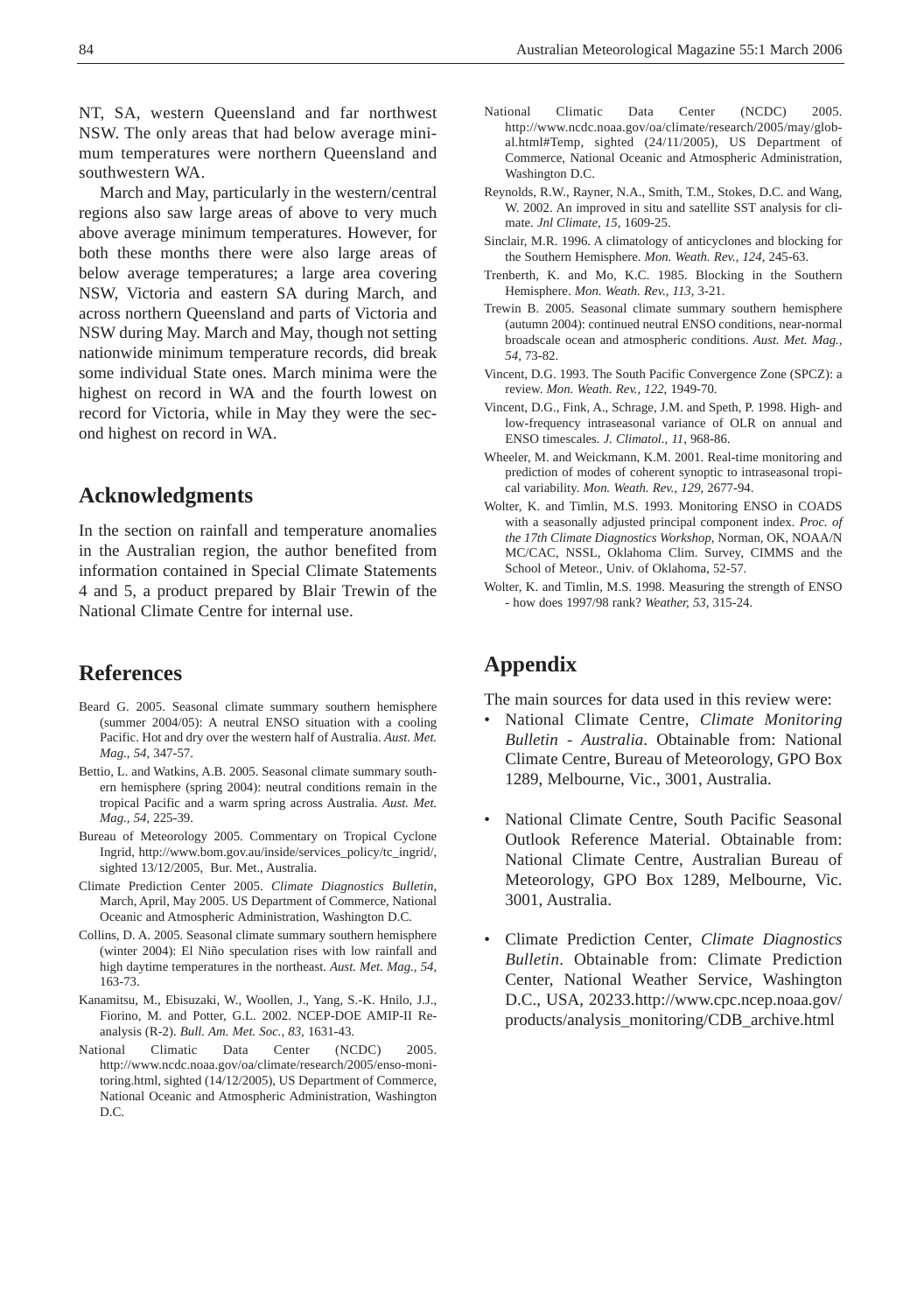NT, SA, western Queensland and far northwest NSW. The only areas that had below average minimum temperatures were northern Queensland and southwestern WA.

March and May, particularly in the western/central regions also saw large areas of above to very much above average minimum temperatures. However, for both these months there were also large areas of below average temperatures; a large area covering NSW, Victoria and eastern SA during March, and across northern Queensland and parts of Victoria and NSW during May. March and May, though not setting nationwide minimum temperature records, did break some individual State ones. March minima were the highest on record in WA and the fourth lowest on record for Victoria, while in May they were the second highest on record in WA.

## Acknowledgments

In the section on rainfall and temperature anomalies in the Australian region, the author benefited from information contained in Special Climate Statements 4 and 5, a product prepared by Blair Trewin of the National Climate Centre for internal use.

## References

Beard G. 2005. Seasonal climate summary southern hemisphere (summer 2004/05): A neutral ENSO situation with a cooling Pacific. Hot and dry over the western half of Australia. *Aust. Met. Mag., 54*, 347-57.

Bettio, L. and Watkins, A.B. 2005. Seasonal climate summary southern hemisphere (spring 2004): neutral conditions remain in the tropical Pacific and a warm spring across Australia. *Aust. Met. Mag., 54*, 225-39.

Bureau of Meteorology 2005. Commentary on Tropical Cyclone Ingrid, http://www.bom.gov.au/inside/services_policy/tc_ingrid/, sighted 13/12/2005, Bur. Met., Australia.

Climate Prediction Center 2005. *Climate Diagnostics Bulletin*, March, April, May 2005. US Department of Commerce, National Oceanic and Atmospheric Administration, Washington D.C.

Collins, D. A. 2005. Seasonal climate summary southern hemisphere (winter 2004): El Niño speculation rises with low rainfall and high daytime temperatures in the northeast. *Aust. Met. Mag., 54*, 163-73.

Kanamitsu, M., Ebisuzaki, W., Woollen, J., Yang, S.-K. Hnilo, J.J., Fiorino, M. and Potter, G.L. 2002. NCEP-DOE AMIP-II Reanalysis (R-2). *Bull. Am. Met. Soc., 83*, 1631-43.

National Climatic Data Center (NCDC) 2005. http://www.ncdc.noaa.gov/oa/climate/research/2005/enso-monitoring.html, sighted (14/12/2005), US Department of Commerce, National Oceanic and Atmospheric Administration, Washington D.C.

National Climatic Data Center (NCDC) 2005. http://www.ncdc.noaa.gov/oa/climate/research/2005/may/global.html#Temp, sighted (24/11/2005), US Department of Commerce, National Oceanic and Atmospheric Administration, Washington D.C.

Reynolds, R.W., Rayner, N.A., Smith, T.M., Stokes, D.C. and Wang, W. 2002. An improved in situ and satellite SST analysis for climate. *Jnl Climate, 15*, 1609-25.

Sinclair, M.R. 1996. A climatology of anticyclones and blocking for the Southern Hemisphere. *Mon. Weath. Rev., 124*, 245-63.

Trenberth, K. and Mo, K.C. 1985. Blocking in the Southern Hemisphere. *Mon. Weath. Rev., 113*, 3-21.

Trewin B. 2005. Seasonal climate summary southern hemisphere (autumn 2004): continued neutral ENSO conditions, near-normal broadscale ocean and atmospheric conditions. *Aust. Met. Mag., 54*, 73-82.

Vincent, D.G. 1993. The South Pacific Convergence Zone (SPCZ): a review. *Mon. Weath. Rev., 122*, 1949-70.

Vincent, D.G., Fink, A., Schrage, J.M. and Speth, P. 1998. High- and low-frequency intraseasonal variance of OLR on annual and ENSO timescales. *J. Climatol., 11*, 968-86.

Wheeler, M. and Weickmann, K.M. 2001. Real-time monitoring and prediction of modes of coherent synoptic to intraseasonal tropical variability. *Mon. Weath. Rev., 129*, 2677-94.

Wolter, K. and Timlin, M.S. 1993. Monitoring ENSO in COADS with a seasonally adjusted principal component index. *Proc. of the 17th Climate Diagnostics Workshop*, Norman, OK, NOAA/N MC/CAC, NSSL, Oklahoma Clim. Survey, CIMMS and the School of Meteor., Univ. of Oklahoma, 52-57.

Wolter, K. and Timlin, M.S. 1998. Measuring the strength of ENSO - how does 1997/98 rank? *Weather, 53*, 315-24.

## Appendix

The main sources for data used in this review were:

- National Climate Centre, *Climate Monitoring Bulletin - Australia*. Obtainable from: National Climate Centre, Bureau of Meteorology, GPO Box 1289, Melbourne, Vic., 3001, Australia.
- National Climate Centre, South Pacific Seasonal Outlook Reference Material. Obtainable from: National Climate Centre, Australian Bureau of Meteorology, GPO Box 1289, Melbourne, Vic. 3001, Australia.
- Climate Prediction Center, *Climate Diagnostics Bulletin*. Obtainable from: Climate Prediction Center, National Weather Service, Washington D.C., USA, 20233.http://www.cpc.ncep.noaa.gov/products/analysis_monitoring/CDB_archive.html